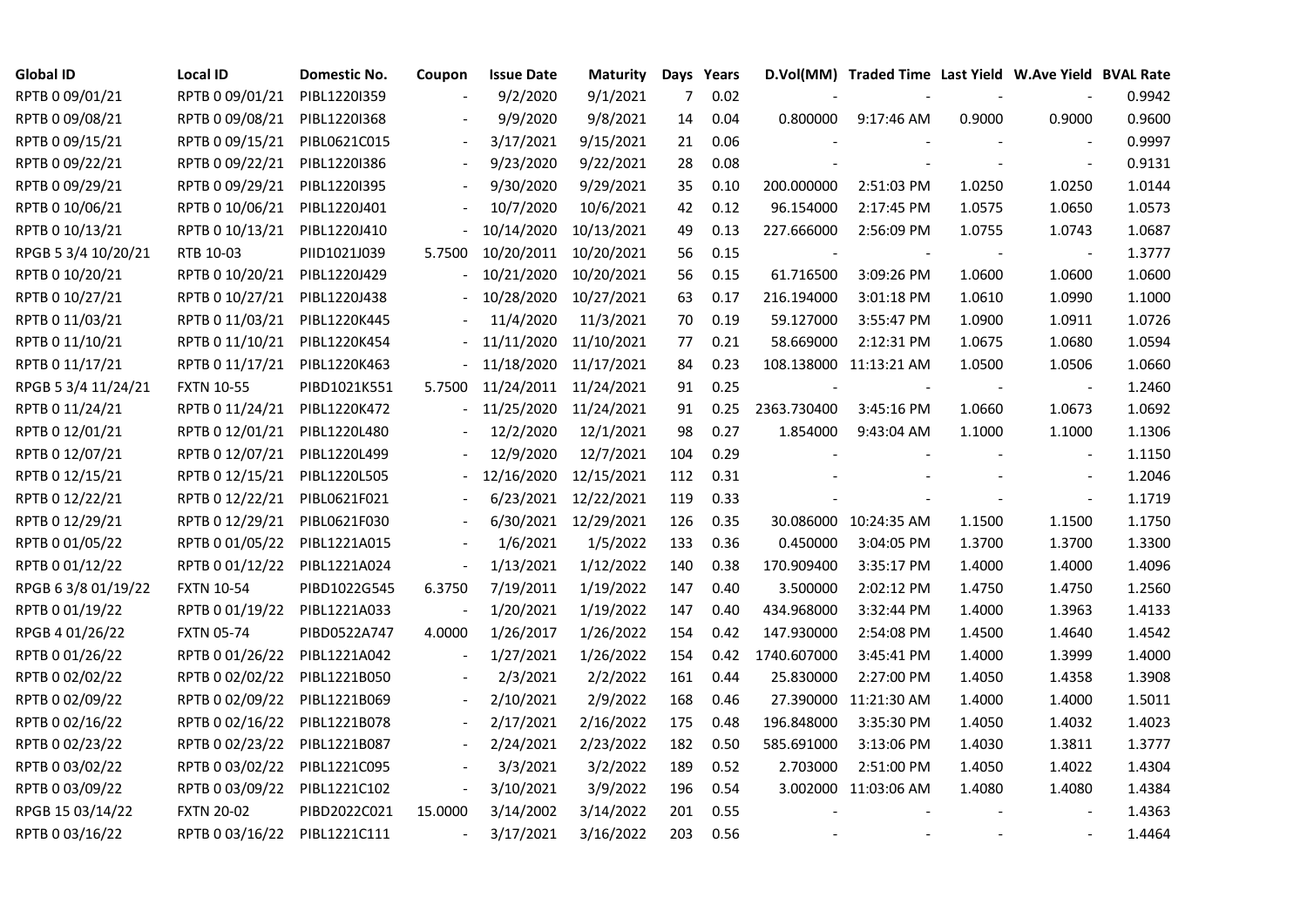| Global ID | Local ID | Domestic No. | Coupon | Issue Date | Maturity | Days | Years | D.Vol(MM) | Traded Time | Last Yield | W.Ave Yield | BVAL Rate |
|---|---|---|---|---|---|---|---|---|---|---|---|---|
| RPTB 0 09/01/21 | RPTB 0 09/01/21 | PIBL1220I359 | - | 9/2/2020 | 9/1/2021 | 7 | 0.02 | - | - | - | - | 0.9942 |
| RPTB 0 09/08/21 | RPTB 0 09/08/21 | PIBL1220I368 | - | 9/9/2020 | 9/8/2021 | 14 | 0.04 | 0.800000 | 9:17:46 AM | 0.9000 | 0.9000 | 0.9600 |
| RPTB 0 09/15/21 | RPTB 0 09/15/21 | PIBL0621C015 | - | 3/17/2021 | 9/15/2021 | 21 | 0.06 | - | - | - | - | 0.9997 |
| RPTB 0 09/22/21 | RPTB 0 09/22/21 | PIBL1220I386 | - | 9/23/2020 | 9/22/2021 | 28 | 0.08 | - | - | - | - | 0.9131 |
| RPTB 0 09/29/21 | RPTB 0 09/29/21 | PIBL1220I395 | - | 9/30/2020 | 9/29/2021 | 35 | 0.10 | 200.000000 | 2:51:03 PM | 1.0250 | 1.0250 | 1.0144 |
| RPTB 0 10/06/21 | RPTB 0 10/06/21 | PIBL1220J401 | - | 10/7/2020 | 10/6/2021 | 42 | 0.12 | 96.154000 | 2:17:45 PM | 1.0575 | 1.0650 | 1.0573 |
| RPTB 0 10/13/21 | RPTB 0 10/13/21 | PIBL1220J410 | - | 10/14/2020 | 10/13/2021 | 49 | 0.13 | 227.666000 | 2:56:09 PM | 1.0755 | 1.0743 | 1.0687 |
| RPGB 5 3/4 10/20/21 | RTB 10-03 | PIID1021J039 | 5.7500 | 10/20/2011 | 10/20/2021 | 56 | 0.15 | - | - | - | - | 1.3777 |
| RPTB 0 10/20/21 | RPTB 0 10/20/21 | PIBL1220J429 | - | 10/21/2020 | 10/20/2021 | 56 | 0.15 | 61.716500 | 3:09:26 PM | 1.0600 | 1.0600 | 1.0600 |
| RPTB 0 10/27/21 | RPTB 0 10/27/21 | PIBL1220J438 | - | 10/28/2020 | 10/27/2021 | 63 | 0.17 | 216.194000 | 3:01:18 PM | 1.0610 | 1.0990 | 1.1000 |
| RPTB 0 11/03/21 | RPTB 0 11/03/21 | PIBL1220K445 | - | 11/4/2020 | 11/3/2021 | 70 | 0.19 | 59.127000 | 3:55:47 PM | 1.0900 | 1.0911 | 1.0726 |
| RPTB 0 11/10/21 | RPTB 0 11/10/21 | PIBL1220K454 | - | 11/11/2020 | 11/10/2021 | 77 | 0.21 | 58.669000 | 2:12:31 PM | 1.0675 | 1.0680 | 1.0594 |
| RPTB 0 11/17/21 | RPTB 0 11/17/21 | PIBL1220K463 | - | 11/18/2020 | 11/17/2021 | 84 | 0.23 | 108.138000 | 11:13:21 AM | 1.0500 | 1.0506 | 1.0660 |
| RPGB 5 3/4 11/24/21 | FXTN 10-55 | PIBD1021K551 | 5.7500 | 11/24/2011 | 11/24/2021 | 91 | 0.25 | - | - | - | - | 1.2460 |
| RPTB 0 11/24/21 | RPTB 0 11/24/21 | PIBL1220K472 | - | 11/25/2020 | 11/24/2021 | 91 | 0.25 | 2363.730400 | 3:45:16 PM | 1.0660 | 1.0673 | 1.0692 |
| RPTB 0 12/01/21 | RPTB 0 12/01/21 | PIBL1220L480 | - | 12/2/2020 | 12/1/2021 | 98 | 0.27 | 1.854000 | 9:43:04 AM | 1.1000 | 1.1000 | 1.1306 |
| RPTB 0 12/07/21 | RPTB 0 12/07/21 | PIBL1220L499 | - | 12/9/2020 | 12/7/2021 | 104 | 0.29 | - | - | - | - | 1.1150 |
| RPTB 0 12/15/21 | RPTB 0 12/15/21 | PIBL1220L505 | - | 12/16/2020 | 12/15/2021 | 112 | 0.31 | - | - | - | - | 1.2046 |
| RPTB 0 12/22/21 | RPTB 0 12/22/21 | PIBL0621F021 | - | 6/23/2021 | 12/22/2021 | 119 | 0.33 | - | - | - | - | 1.1719 |
| RPTB 0 12/29/21 | RPTB 0 12/29/21 | PIBL0621F030 | - | 6/30/2021 | 12/29/2021 | 126 | 0.35 | 30.086000 | 10:24:35 AM | 1.1500 | 1.1500 | 1.1750 |
| RPTB 0 01/05/22 | RPTB 0 01/05/22 | PIBL1221A015 | - | 1/6/2021 | 1/5/2022 | 133 | 0.36 | 0.450000 | 3:04:05 PM | 1.3700 | 1.3700 | 1.3300 |
| RPTB 0 01/12/22 | RPTB 0 01/12/22 | PIBL1221A024 | - | 1/13/2021 | 1/12/2022 | 140 | 0.38 | 170.909400 | 3:35:17 PM | 1.4000 | 1.4000 | 1.4096 |
| RPGB 6 3/8 01/19/22 | FXTN 10-54 | PIBD1022G545 | 6.3750 | 7/19/2011 | 1/19/2022 | 147 | 0.40 | 3.500000 | 2:02:12 PM | 1.4750 | 1.4750 | 1.2560 |
| RPTB 0 01/19/22 | RPTB 0 01/19/22 | PIBL1221A033 | - | 1/20/2021 | 1/19/2022 | 147 | 0.40 | 434.968000 | 3:32:44 PM | 1.4000 | 1.3963 | 1.4133 |
| RPGB 4 01/26/22 | FXTN 05-74 | PIBD0522A747 | 4.0000 | 1/26/2017 | 1/26/2022 | 154 | 0.42 | 147.930000 | 2:54:08 PM | 1.4500 | 1.4640 | 1.4542 |
| RPTB 0 01/26/22 | RPTB 0 01/26/22 | PIBL1221A042 | - | 1/27/2021 | 1/26/2022 | 154 | 0.42 | 1740.607000 | 3:45:41 PM | 1.4000 | 1.3999 | 1.4000 |
| RPTB 0 02/02/22 | RPTB 0 02/02/22 | PIBL1221B050 | - | 2/3/2021 | 2/2/2022 | 161 | 0.44 | 25.830000 | 2:27:00 PM | 1.4050 | 1.4358 | 1.3908 |
| RPTB 0 02/09/22 | RPTB 0 02/09/22 | PIBL1221B069 | - | 2/10/2021 | 2/9/2022 | 168 | 0.46 | 27.390000 | 11:21:30 AM | 1.4000 | 1.4000 | 1.5011 |
| RPTB 0 02/16/22 | RPTB 0 02/16/22 | PIBL1221B078 | - | 2/17/2021 | 2/16/2022 | 175 | 0.48 | 196.848000 | 3:35:30 PM | 1.4050 | 1.4032 | 1.4023 |
| RPTB 0 02/23/22 | RPTB 0 02/23/22 | PIBL1221B087 | - | 2/24/2021 | 2/23/2022 | 182 | 0.50 | 585.691000 | 3:13:06 PM | 1.4030 | 1.3811 | 1.3777 |
| RPTB 0 03/02/22 | RPTB 0 03/02/22 | PIBL1221C095 | - | 3/3/2021 | 3/2/2022 | 189 | 0.52 | 2.703000 | 2:51:00 PM | 1.4050 | 1.4022 | 1.4304 |
| RPTB 0 03/09/22 | RPTB 0 03/09/22 | PIBL1221C102 | - | 3/10/2021 | 3/9/2022 | 196 | 0.54 | 3.002000 | 11:03:06 AM | 1.4080 | 1.4080 | 1.4384 |
| RPGB 15 03/14/22 | FXTN 20-02 | PIBD2022C021 | 15.0000 | 3/14/2002 | 3/14/2022 | 201 | 0.55 | - | - | - | - | 1.4363 |
| RPTB 0 03/16/22 | RPTB 0 03/16/22 | PIBL1221C111 | - | 3/17/2021 | 3/16/2022 | 203 | 0.56 | - | - | - | - | 1.4464 |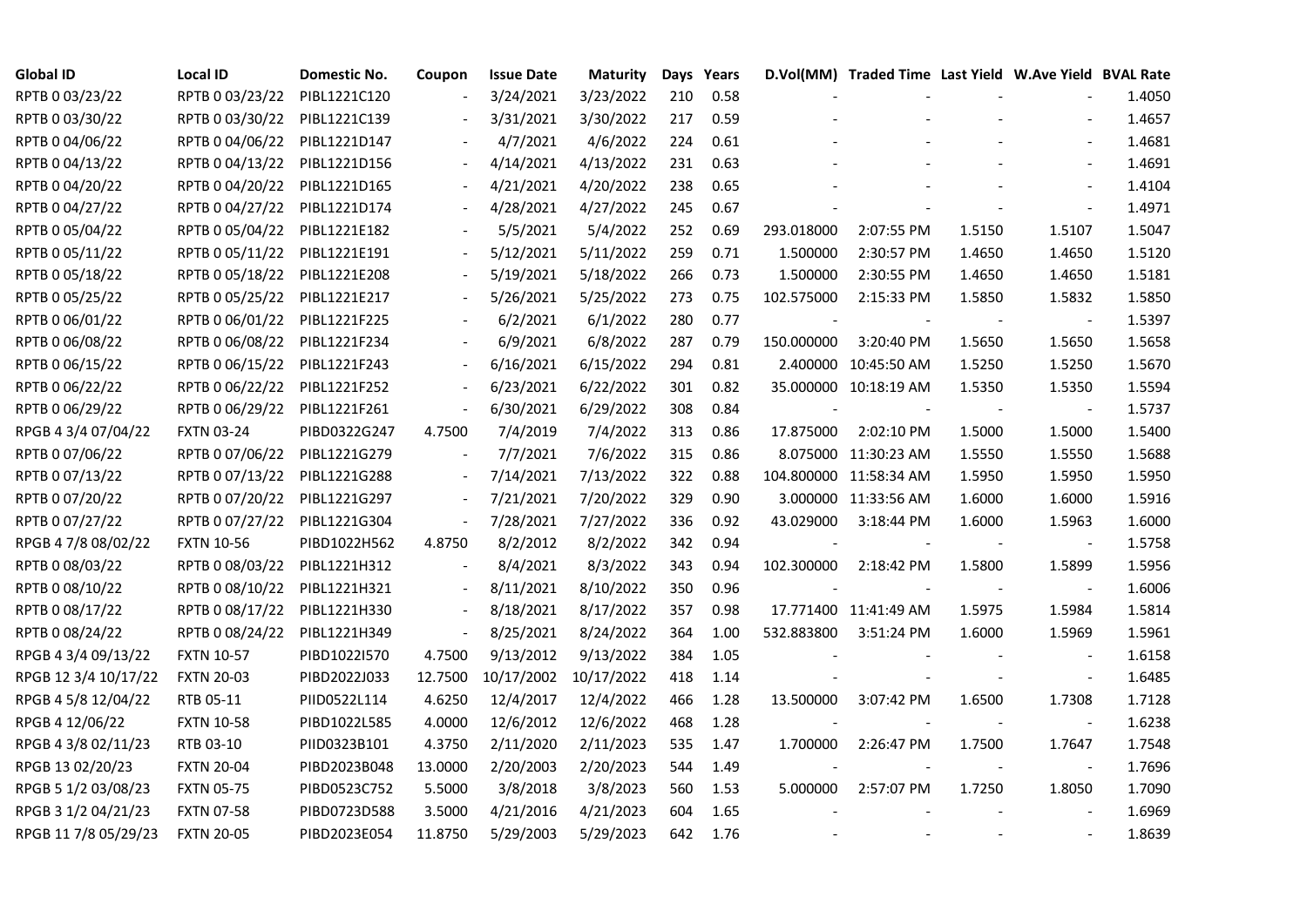| Global ID | Local ID | Domestic No. | Coupon | Issue Date | Maturity | Days | Years | D.Vol(MM) | Traded Time | Last Yield | W.Ave Yield | BVAL Rate |
|---|---|---|---|---|---|---|---|---|---|---|---|---|
| RPTB 0 03/23/22 | RPTB 0 03/23/22 | PIBL1221C120 | - | 3/24/2021 | 3/23/2022 | 210 | 0.58 | - | - | - | - | 1.4050 |
| RPTB 0 03/30/22 | RPTB 0 03/30/22 | PIBL1221C139 | - | 3/31/2021 | 3/30/2022 | 217 | 0.59 | - | - | - | - | 1.4657 |
| RPTB 0 04/06/22 | RPTB 0 04/06/22 | PIBL1221D147 | - | 4/7/2021 | 4/6/2022 | 224 | 0.61 | - | - | - | - | 1.4681 |
| RPTB 0 04/13/22 | RPTB 0 04/13/22 | PIBL1221D156 | - | 4/14/2021 | 4/13/2022 | 231 | 0.63 | - | - | - | - | 1.4691 |
| RPTB 0 04/20/22 | RPTB 0 04/20/22 | PIBL1221D165 | - | 4/21/2021 | 4/20/2022 | 238 | 0.65 | - | - | - | - | 1.4104 |
| RPTB 0 04/27/22 | RPTB 0 04/27/22 | PIBL1221D174 | - | 4/28/2021 | 4/27/2022 | 245 | 0.67 | - | - | - | - | 1.4971 |
| RPTB 0 05/04/22 | RPTB 0 05/04/22 | PIBL1221E182 | - | 5/5/2021 | 5/4/2022 | 252 | 0.69 | 293.018000 | 2:07:55 PM | 1.5150 | 1.5107 | 1.5047 |
| RPTB 0 05/11/22 | RPTB 0 05/11/22 | PIBL1221E191 | - | 5/12/2021 | 5/11/2022 | 259 | 0.71 | 1.500000 | 2:30:57 PM | 1.4650 | 1.4650 | 1.5120 |
| RPTB 0 05/18/22 | RPTB 0 05/18/22 | PIBL1221E208 | - | 5/19/2021 | 5/18/2022 | 266 | 0.73 | 1.500000 | 2:30:55 PM | 1.4650 | 1.4650 | 1.5181 |
| RPTB 0 05/25/22 | RPTB 0 05/25/22 | PIBL1221E217 | - | 5/26/2021 | 5/25/2022 | 273 | 0.75 | 102.575000 | 2:15:33 PM | 1.5850 | 1.5832 | 1.5850 |
| RPTB 0 06/01/22 | RPTB 0 06/01/22 | PIBL1221F225 | - | 6/2/2021 | 6/1/2022 | 280 | 0.77 | - | - | - | - | 1.5397 |
| RPTB 0 06/08/22 | RPTB 0 06/08/22 | PIBL1221F234 | - | 6/9/2021 | 6/8/2022 | 287 | 0.79 | 150.000000 | 3:20:40 PM | 1.5650 | 1.5650 | 1.5658 |
| RPTB 0 06/15/22 | RPTB 0 06/15/22 | PIBL1221F243 | - | 6/16/2021 | 6/15/2022 | 294 | 0.81 | 2.400000 | 10:45:50 AM | 1.5250 | 1.5250 | 1.5670 |
| RPTB 0 06/22/22 | RPTB 0 06/22/22 | PIBL1221F252 | - | 6/23/2021 | 6/22/2022 | 301 | 0.82 | 35.000000 | 10:18:19 AM | 1.5350 | 1.5350 | 1.5594 |
| RPTB 0 06/29/22 | RPTB 0 06/29/22 | PIBL1221F261 | - | 6/30/2021 | 6/29/2022 | 308 | 0.84 | - | - | - | - | 1.5737 |
| RPGB 4 3/4 07/04/22 | FXTN 03-24 | PIBD0322G247 | 4.7500 | 7/4/2019 | 7/4/2022 | 313 | 0.86 | 17.875000 | 2:02:10 PM | 1.5000 | 1.5000 | 1.5400 |
| RPTB 0 07/06/22 | RPTB 0 07/06/22 | PIBL1221G279 | - | 7/7/2021 | 7/6/2022 | 315 | 0.86 | 8.075000 | 11:30:23 AM | 1.5550 | 1.5550 | 1.5688 |
| RPTB 0 07/13/22 | RPTB 0 07/13/22 | PIBL1221G288 | - | 7/14/2021 | 7/13/2022 | 322 | 0.88 | 104.800000 | 11:58:34 AM | 1.5950 | 1.5950 | 1.5950 |
| RPTB 0 07/20/22 | RPTB 0 07/20/22 | PIBL1221G297 | - | 7/21/2021 | 7/20/2022 | 329 | 0.90 | 3.000000 | 11:33:56 AM | 1.6000 | 1.6000 | 1.5916 |
| RPTB 0 07/27/22 | RPTB 0 07/27/22 | PIBL1221G304 | - | 7/28/2021 | 7/27/2022 | 336 | 0.92 | 43.029000 | 3:18:44 PM | 1.6000 | 1.5963 | 1.6000 |
| RPGB 4 7/8 08/02/22 | FXTN 10-56 | PIBD1022H562 | 4.8750 | 8/2/2012 | 8/2/2022 | 342 | 0.94 | - | - | - | - | 1.5758 |
| RPTB 0 08/03/22 | RPTB 0 08/03/22 | PIBL1221H312 | - | 8/4/2021 | 8/3/2022 | 343 | 0.94 | 102.300000 | 2:18:42 PM | 1.5800 | 1.5899 | 1.5956 |
| RPTB 0 08/10/22 | RPTB 0 08/10/22 | PIBL1221H321 | - | 8/11/2021 | 8/10/2022 | 350 | 0.96 | - | - | - | - | 1.6006 |
| RPTB 0 08/17/22 | RPTB 0 08/17/22 | PIBL1221H330 | - | 8/18/2021 | 8/17/2022 | 357 | 0.98 | 17.771400 | 11:41:49 AM | 1.5975 | 1.5984 | 1.5814 |
| RPTB 0 08/24/22 | RPTB 0 08/24/22 | PIBL1221H349 | - | 8/25/2021 | 8/24/2022 | 364 | 1.00 | 532.883800 | 3:51:24 PM | 1.6000 | 1.5969 | 1.5961 |
| RPGB 4 3/4 09/13/22 | FXTN 10-57 | PIBD1022I570 | 4.7500 | 9/13/2012 | 9/13/2022 | 384 | 1.05 | - | - | - | - | 1.6158 |
| RPGB 12 3/4 10/17/22 | FXTN 20-03 | PIBD2022J033 | 12.7500 | 10/17/2002 | 10/17/2022 | 418 | 1.14 | - | - | - | - | 1.6485 |
| RPGB 4 5/8 12/04/22 | RTB 05-11 | PIID0522L114 | 4.6250 | 12/4/2017 | 12/4/2022 | 466 | 1.28 | 13.500000 | 3:07:42 PM | 1.6500 | 1.7308 | 1.7128 |
| RPGB 4 12/06/22 | FXTN 10-58 | PIBD1022L585 | 4.0000 | 12/6/2012 | 12/6/2022 | 468 | 1.28 | - | - | - | - | 1.6238 |
| RPGB 4 3/8 02/11/23 | RTB 03-10 | PIID0323B101 | 4.3750 | 2/11/2020 | 2/11/2023 | 535 | 1.47 | 1.700000 | 2:26:47 PM | 1.7500 | 1.7647 | 1.7548 |
| RPGB 13 02/20/23 | FXTN 20-04 | PIBD2023B048 | 13.0000 | 2/20/2003 | 2/20/2023 | 544 | 1.49 | - | - | - | - | 1.7696 |
| RPGB 5 1/2 03/08/23 | FXTN 05-75 | PIBD0523C752 | 5.5000 | 3/8/2018 | 3/8/2023 | 560 | 1.53 | 5.000000 | 2:57:07 PM | 1.7250 | 1.8050 | 1.7090 |
| RPGB 3 1/2 04/21/23 | FXTN 07-58 | PIBD0723D588 | 3.5000 | 4/21/2016 | 4/21/2023 | 604 | 1.65 | - | - | - | - | 1.6969 |
| RPGB 11 7/8 05/29/23 | FXTN 20-05 | PIBD2023E054 | 11.8750 | 5/29/2003 | 5/29/2023 | 642 | 1.76 | - | - | - | - | 1.8639 |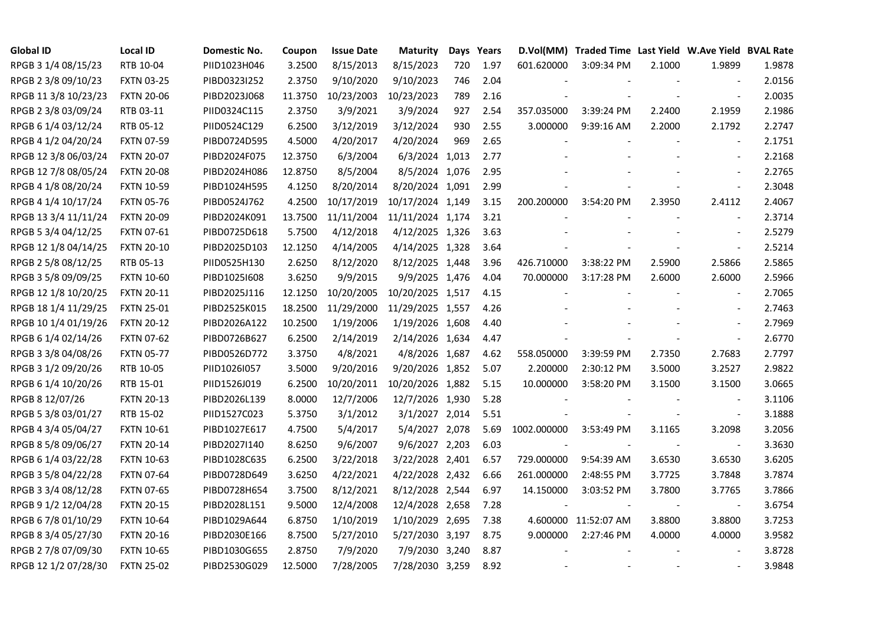| Global ID | Local ID | Domestic No. | Coupon | Issue Date | Maturity | Days | Years | D.Vol(MM) | Traded Time | Last Yield | W.Ave Yield | BVAL Rate |
|---|---|---|---|---|---|---|---|---|---|---|---|---|
| RPGB 3 1/4 08/15/23 | RTB 10-04 | PIID1023H046 | 3.2500 | 8/15/2013 | 8/15/2023 | 720 | 1.97 | 601.620000 | 3:09:34 PM | 2.1000 | 1.9899 | 1.9878 |
| RPGB 2 3/8 09/10/23 | FXTN 03-25 | PIBD0323I252 | 2.3750 | 9/10/2020 | 9/10/2023 | 746 | 2.04 | - | - | - | - | 2.0156 |
| RPGB 11 3/8 10/23/23 | FXTN 20-06 | PIBD2023J068 | 11.3750 | 10/23/2003 | 10/23/2023 | 789 | 2.16 | - | - | - | - | 2.0035 |
| RPGB 2 3/8 03/09/24 | RTB 03-11 | PIID0324C115 | 2.3750 | 3/9/2021 | 3/9/2024 | 927 | 2.54 | 357.035000 | 3:39:24 PM | 2.2400 | 2.1959 | 2.1986 |
| RPGB 6 1/4 03/12/24 | RTB 05-12 | PIID0524C129 | 6.2500 | 3/12/2019 | 3/12/2024 | 930 | 2.55 | 3.000000 | 9:39:16 AM | 2.2000 | 2.1792 | 2.2747 |
| RPGB 4 1/2 04/20/24 | FXTN 07-59 | PIBD0724D595 | 4.5000 | 4/20/2017 | 4/20/2024 | 969 | 2.65 | - | - | - | - | 2.1751 |
| RPGB 12 3/8 06/03/24 | FXTN 20-07 | PIBD2024F075 | 12.3750 | 6/3/2004 | 6/3/2024 | 1,013 | 2.77 | - | - | - | - | 2.2168 |
| RPGB 12 7/8 08/05/24 | FXTN 20-08 | PIBD2024H086 | 12.8750 | 8/5/2004 | 8/5/2024 | 1,076 | 2.95 | - | - | - | - | 2.2765 |
| RPGB 4 1/8 08/20/24 | FXTN 10-59 | PIBD1024H595 | 4.1250 | 8/20/2014 | 8/20/2024 | 1,091 | 2.99 | - | - | - | - | 2.3048 |
| RPGB 4 1/4 10/17/24 | FXTN 05-76 | PIBD0524J762 | 4.2500 | 10/17/2019 | 10/17/2024 | 1,149 | 3.15 | 200.200000 | 3:54:20 PM | 2.3950 | 2.4112 | 2.4067 |
| RPGB 13 3/4 11/11/24 | FXTN 20-09 | PIBD2024K091 | 13.7500 | 11/11/2004 | 11/11/2024 | 1,174 | 3.21 | - | - | - | - | 2.3714 |
| RPGB 5 3/4 04/12/25 | FXTN 07-61 | PIBD0725D618 | 5.7500 | 4/12/2018 | 4/12/2025 | 1,326 | 3.63 | - | - | - | - | 2.5279 |
| RPGB 12 1/8 04/14/25 | FXTN 20-10 | PIBD2025D103 | 12.1250 | 4/14/2005 | 4/14/2025 | 1,328 | 3.64 | - | - | - | - | 2.5214 |
| RPGB 2 5/8 08/12/25 | RTB 05-13 | PIID0525H130 | 2.6250 | 8/12/2020 | 8/12/2025 | 1,448 | 3.96 | 426.710000 | 3:38:22 PM | 2.5900 | 2.5866 | 2.5865 |
| RPGB 3 5/8 09/09/25 | FXTN 10-60 | PIBD1025I608 | 3.6250 | 9/9/2015 | 9/9/2025 | 1,476 | 4.04 | 70.000000 | 3:17:28 PM | 2.6000 | 2.6000 | 2.5966 |
| RPGB 12 1/8 10/20/25 | FXTN 20-11 | PIBD2025J116 | 12.1250 | 10/20/2005 | 10/20/2025 | 1,517 | 4.15 | - | - | - | - | 2.7065 |
| RPGB 18 1/4 11/29/25 | FXTN 25-01 | PIBD2525K015 | 18.2500 | 11/29/2000 | 11/29/2025 | 1,557 | 4.26 | - | - | - | - | 2.7463 |
| RPGB 10 1/4 01/19/26 | FXTN 20-12 | PIBD2026A122 | 10.2500 | 1/19/2006 | 1/19/2026 | 1,608 | 4.40 | - | - | - | - | 2.7969 |
| RPGB 6 1/4 02/14/26 | FXTN 07-62 | PIBD0726B627 | 6.2500 | 2/14/2019 | 2/14/2026 | 1,634 | 4.47 | - | - | - | - | 2.6770 |
| RPGB 3 3/8 04/08/26 | FXTN 05-77 | PIBD0526D772 | 3.3750 | 4/8/2021 | 4/8/2026 | 1,687 | 4.62 | 558.050000 | 3:39:59 PM | 2.7350 | 2.7683 | 2.7797 |
| RPGB 3 1/2 09/20/26 | RTB 10-05 | PIID1026I057 | 3.5000 | 9/20/2016 | 9/20/2026 | 1,852 | 5.07 | 2.200000 | 2:30:12 PM | 3.5000 | 3.2527 | 2.9822 |
| RPGB 6 1/4 10/20/26 | RTB 15-01 | PIID1526J019 | 6.2500 | 10/20/2011 | 10/20/2026 | 1,882 | 5.15 | 10.000000 | 3:58:20 PM | 3.1500 | 3.1500 | 3.0665 |
| RPGB 8 12/07/26 | FXTN 20-13 | PIBD2026L139 | 8.0000 | 12/7/2006 | 12/7/2026 | 1,930 | 5.28 | - | - | - | - | 3.1106 |
| RPGB 5 3/8 03/01/27 | RTB 15-02 | PIID1527C023 | 5.3750 | 3/1/2012 | 3/1/2027 | 2,014 | 5.51 | - | - | - | - | 3.1888 |
| RPGB 4 3/4 05/04/27 | FXTN 10-61 | PIBD1027E617 | 4.7500 | 5/4/2017 | 5/4/2027 | 2,078 | 5.69 | 1002.000000 | 3:53:49 PM | 3.1165 | 3.2098 | 3.2056 |
| RPGB 8 5/8 09/06/27 | FXTN 20-14 | PIBD2027I140 | 8.6250 | 9/6/2007 | 9/6/2027 | 2,203 | 6.03 | - | - | - | - | 3.3630 |
| RPGB 6 1/4 03/22/28 | FXTN 10-63 | PIBD1028C635 | 6.2500 | 3/22/2018 | 3/22/2028 | 2,401 | 6.57 | 729.000000 | 9:54:39 AM | 3.6530 | 3.6530 | 3.6205 |
| RPGB 3 5/8 04/22/28 | FXTN 07-64 | PIBD0728D649 | 3.6250 | 4/22/2021 | 4/22/2028 | 2,432 | 6.66 | 261.000000 | 2:48:55 PM | 3.7725 | 3.7848 | 3.7874 |
| RPGB 3 3/4 08/12/28 | FXTN 07-65 | PIBD0728H654 | 3.7500 | 8/12/2021 | 8/12/2028 | 2,544 | 6.97 | 14.150000 | 3:03:52 PM | 3.7800 | 3.7765 | 3.7866 |
| RPGB 9 1/2 12/04/28 | FXTN 20-15 | PIBD2028L151 | 9.5000 | 12/4/2008 | 12/4/2028 | 2,658 | 7.28 | - | - | - | - | 3.6754 |
| RPGB 6 7/8 01/10/29 | FXTN 10-64 | PIBD1029A644 | 6.8750 | 1/10/2019 | 1/10/2029 | 2,695 | 7.38 | 4.600000 | 11:52:07 AM | 3.8800 | 3.8800 | 3.7253 |
| RPGB 8 3/4 05/27/30 | FXTN 20-16 | PIBD2030E166 | 8.7500 | 5/27/2010 | 5/27/2030 | 3,197 | 8.75 | 9.000000 | 2:27:46 PM | 4.0000 | 4.0000 | 3.9582 |
| RPGB 2 7/8 07/09/30 | FXTN 10-65 | PIBD1030G655 | 2.8750 | 7/9/2020 | 7/9/2030 | 3,240 | 8.87 | - | - | - | - | 3.8728 |
| RPGB 12 1/2 07/28/30 | FXTN 25-02 | PIBD2530G029 | 12.5000 | 7/28/2005 | 7/28/2030 | 3,259 | 8.92 | - | - | - | - | 3.9848 |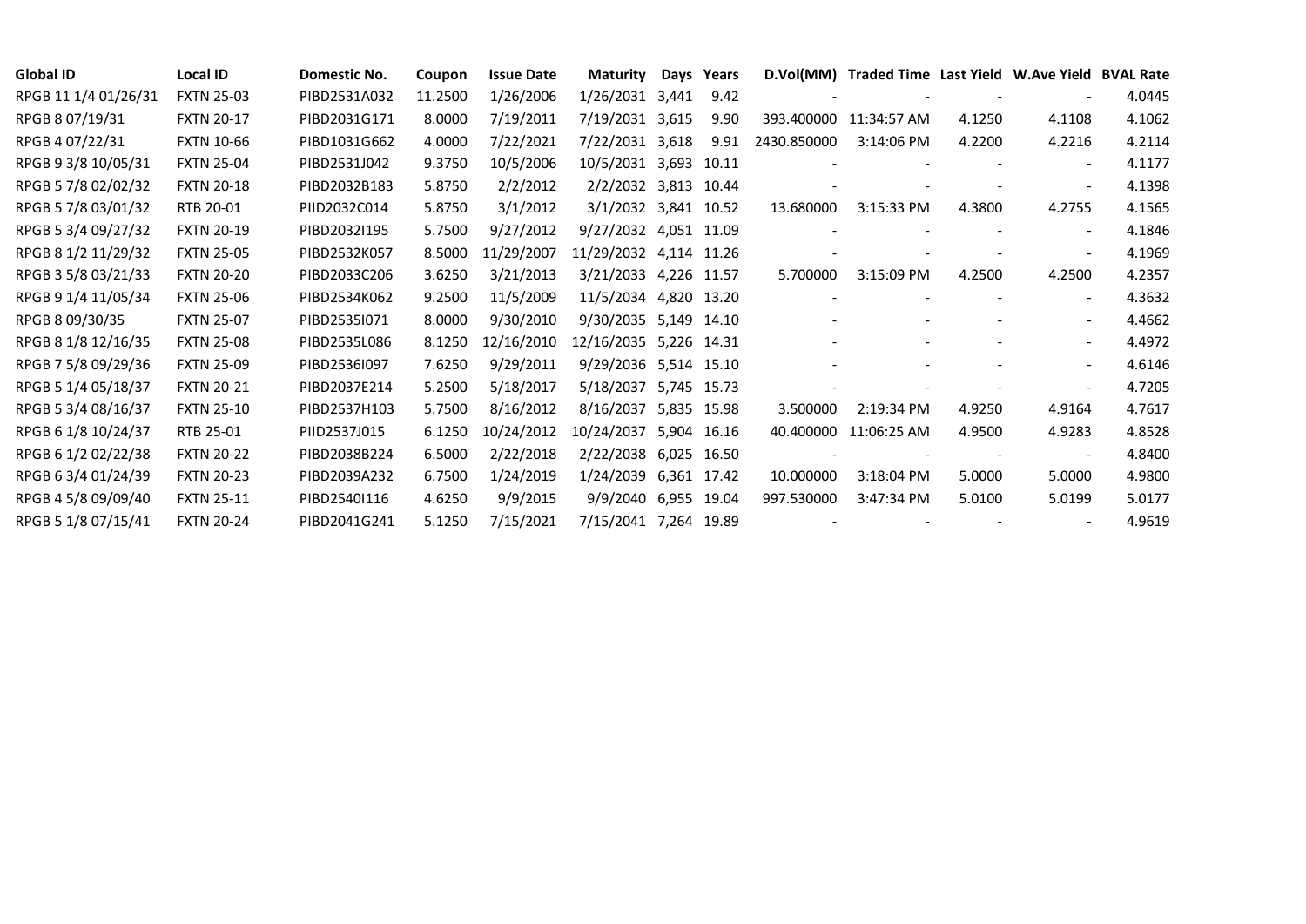| Global ID | Local ID | Domestic No. | Coupon | Issue Date | Maturity | Days | Years | D.Vol(MM) | Traded Time | Last Yield | W.Ave Yield | BVAL Rate |
|---|---|---|---|---|---|---|---|---|---|---|---|---|
| RPGB 11 1/4 01/26/31 | FXTN 25-03 | PIBD2531A032 | 11.2500 | 1/26/2006 | 1/26/2031 | 3,441 | 9.42 | - | - | - | - | 4.0445 |
| RPGB 8 07/19/31 | FXTN 20-17 | PIBD2031G171 | 8.0000 | 7/19/2011 | 7/19/2031 | 3,615 | 9.90 | 393.400000 | 11:34:57 AM | 4.1250 | 4.1108 | 4.1062 |
| RPGB 4 07/22/31 | FXTN 10-66 | PIBD1031G662 | 4.0000 | 7/22/2021 | 7/22/2031 | 3,618 | 9.91 | 2430.850000 | 3:14:06 PM | 4.2200 | 4.2216 | 4.2114 |
| RPGB 9 3/8 10/05/31 | FXTN 25-04 | PIBD2531J042 | 9.3750 | 10/5/2006 | 10/5/2031 | 3,693 | 10.11 | - | - | - | - | 4.1177 |
| RPGB 5 7/8 02/02/32 | FXTN 20-18 | PIBD2032B183 | 5.8750 | 2/2/2012 | 2/2/2032 | 3,813 | 10.44 | - | - | - | - | 4.1398 |
| RPGB 5 7/8 03/01/32 | RTB 20-01 | PIID2032C014 | 5.8750 | 3/1/2012 | 3/1/2032 | 3,841 | 10.52 | 13.680000 | 3:15:33 PM | 4.3800 | 4.2755 | 4.1565 |
| RPGB 5 3/4 09/27/32 | FXTN 20-19 | PIBD2032I195 | 5.7500 | 9/27/2012 | 9/27/2032 | 4,051 | 11.09 | - | - | - | - | 4.1846 |
| RPGB 8 1/2 11/29/32 | FXTN 25-05 | PIBD2532K057 | 8.5000 | 11/29/2007 | 11/29/2032 | 4,114 | 11.26 | - | - | - | - | 4.1969 |
| RPGB 3 5/8 03/21/33 | FXTN 20-20 | PIBD2033C206 | 3.6250 | 3/21/2013 | 3/21/2033 | 4,226 | 11.57 | 5.700000 | 3:15:09 PM | 4.2500 | 4.2500 | 4.2357 |
| RPGB 9 1/4 11/05/34 | FXTN 25-06 | PIBD2534K062 | 9.2500 | 11/5/2009 | 11/5/2034 | 4,820 | 13.20 | - | - | - | - | 4.3632 |
| RPGB 8 09/30/35 | FXTN 25-07 | PIBD2535I071 | 8.0000 | 9/30/2010 | 9/30/2035 | 5,149 | 14.10 | - | - | - | - | 4.4662 |
| RPGB 8 1/8 12/16/35 | FXTN 25-08 | PIBD2535L086 | 8.1250 | 12/16/2010 | 12/16/2035 | 5,226 | 14.31 | - | - | - | - | 4.4972 |
| RPGB 7 5/8 09/29/36 | FXTN 25-09 | PIBD2536I097 | 7.6250 | 9/29/2011 | 9/29/2036 | 5,514 | 15.10 | - | - | - | - | 4.6146 |
| RPGB 5 1/4 05/18/37 | FXTN 20-21 | PIBD2037E214 | 5.2500 | 5/18/2017 | 5/18/2037 | 5,745 | 15.73 | - | - | - | - | 4.7205 |
| RPGB 5 3/4 08/16/37 | FXTN 25-10 | PIBD2537H103 | 5.7500 | 8/16/2012 | 8/16/2037 | 5,835 | 15.98 | 3.500000 | 2:19:34 PM | 4.9250 | 4.9164 | 4.7617 |
| RPGB 6 1/8 10/24/37 | RTB 25-01 | PIID2537J015 | 6.1250 | 10/24/2012 | 10/24/2037 | 5,904 | 16.16 | 40.400000 | 11:06:25 AM | 4.9500 | 4.9283 | 4.8528 |
| RPGB 6 1/2 02/22/38 | FXTN 20-22 | PIBD2038B224 | 6.5000 | 2/22/2018 | 2/22/2038 | 6,025 | 16.50 | - | - | - | - | 4.8400 |
| RPGB 6 3/4 01/24/39 | FXTN 20-23 | PIBD2039A232 | 6.7500 | 1/24/2019 | 1/24/2039 | 6,361 | 17.42 | 10.000000 | 3:18:04 PM | 5.0000 | 5.0000 | 4.9800 |
| RPGB 4 5/8 09/09/40 | FXTN 25-11 | PIBD2540I116 | 4.6250 | 9/9/2015 | 9/9/2040 | 6,955 | 19.04 | 997.530000 | 3:47:34 PM | 5.0100 | 5.0199 | 5.0177 |
| RPGB 5 1/8 07/15/41 | FXTN 20-24 | PIBD2041G241 | 5.1250 | 7/15/2021 | 7/15/2041 | 7,264 | 19.89 | - | - | - | - | 4.9619 |